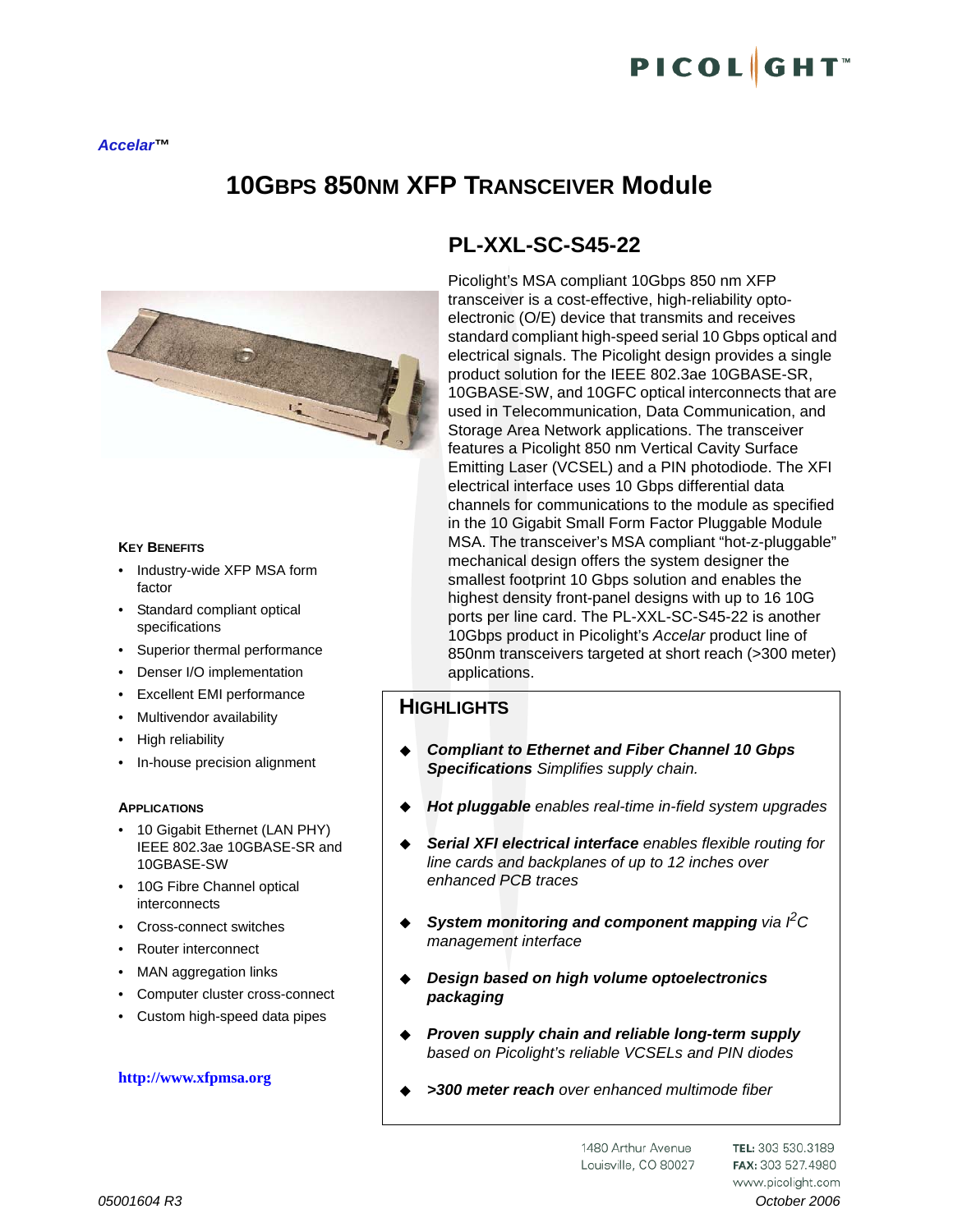*Accelar™*

# 10GBPS 850NM XFP TRANSCEIVER Module

## PL-XXL-SC-S45-22

Picolight's MSA compliant 10Gbps 850 nm XFP transceiver is a cost-effective, high-reliability opto-electronic (O/E) device that transmits and receives standard compliant high-speed serial 10 Gbps optical and electrical signals. The Picolight design provides a single product solution for the IEEE 802.3ae 10GBASE-SR, 10GBASE-SW, and 10GFC optical interconnects that are used in Telecommunication, Data Communication, and Storage Area Network applications. The transceiver features a Picolight 850 nm Vertical Cavity Surface Emitting Laser (VCSEL) and a PIN photodiode. The XFI electrical interface uses 10 Gbps differential data channels for communications to the module as specified in the 10 Gigabit Small Form Factor Pluggable Module MSA. The transceiver's MSA compliant "hot-z-pluggable" mechanical design offers the system designer the smallest footprint 10 Gbps solution and enables the highest density front-panel designs with up to 16 10G ports per line card. The PL-XXL-SC-S45-22 is another 10Gbps product in Picolight's *Accelar* product line of 850nm transceivers targeted at short reach (>300 meter) applications.

### KEY BENEFITS

- Industry-wide XFP MSA form factor
- Standard compliant optical specifications
- Superior thermal performance
- Denser I/O implementation
- Excellent EMI performance
- Multivendor availability
- High reliability
- In-house precision alignment

### APPLICATIONS

- 10 Gigabit Ethernet (LAN PHY) IEEE 802.3ae 10GBASE-SR and 10GBASE-SW
- 10G Fibre Channel optical interconnects
- Cross-connect switches
- Router interconnect
- MAN aggregation links
- Computer cluster cross-connect
- Custom high-speed data pipes

**http://www.xfpmsa.org**

### HIGHLIGHTS

- ***Compliant to Ethernet and Fiber Channel 10 Gbps Specifications*** *Simplifies supply chain.*
- ***Hot pluggable*** *enables real-time in-field system upgrades*
- ***Serial XFI electrical interface*** *enables flexible routing for line cards and backplanes of up to 12 inches over enhanced PCB traces*
- ***System monitoring and component mapping*** *via $I^2C$ management interface*
- ***Design based on high volume optoelectronics packaging***
- ***Proven supply chain and reliable long-term supply*** *based on Picolight's reliable VCSELs and PIN diodes*
- ***>300 meter reach*** *over enhanced multimode fiber*

1480 Arthur Avenue
Louisville, CO 80027

TEL: 303 530.3189
FAX: 303 527.4980
www.picolight.com

*05001604 R3*

*October 2006*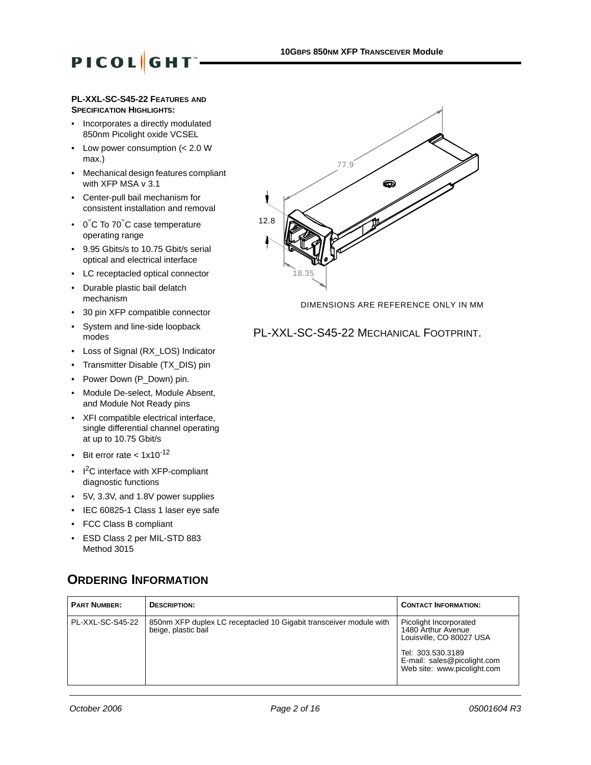**PL-XXL-SC-S45-22 FEATURES AND SPECIFICATION HIGHLIGHTS:**

- Incorporates a directly modulated 850nm Picolight oxide VCSEL
- Low power consumption (< 2.0 W max.)
- Mechanical design features compliant with XFP MSA v 3.1
- Center-pull bail mechanism for consistent installation and removal
- 0°C To 70°C case temperature operating range
- 9.95 Gbits/s to 10.75 Gbit/s serial optical and electrical interface
- LC receptacled optical connector
- Durable plastic bail delatch mechanism
- 30 pin XFP compatible connector
- System and line-side loopback modes
- Loss of Signal (RX_LOS) Indicator
- Transmitter Disable (TX_DIS) pin
- Power Down (P_Down) pin.
- Module De-select, Module Absent, and Module Not Ready pins
- XFI compatible electrical interface, single differential channel operating at up to 10.75 Gbit/s
- Bit error rate < $1x10^{-12}$
- $I^2C$ interface with XFP-compliant diagnostic functions
- 5V, 3.3V, and 1.8V power supplies
- IEC 60825-1 Class 1 laser eye safe
- FCC Class B compliant
- ESD Class 2 per MIL-STD 883 Method 3015

77.9

12.8

18.35

DIMENSIONS ARE REFERENCE ONLY IN MM

PL-XXL-SC-S45-22 MECHANICAL FOOTPRINT.

## ORDERING INFORMATION

| PART NUMBER: | DESCRIPTION: | CONTACT INFORMATION: |
|---|---|---|
| PL-XXL-SC-S45-22 | 850nm XFP duplex LC receptacled 10 Gigabit transceiver module with beige, plastic bail | Picolight Incorporated<br>1480 Arthur Avenue<br>Louisville, CO 80027 USA<br><br>Tel: 303.530.3189<br>E-mail: sales@picolight.com<br>Web site: www.picolight.com |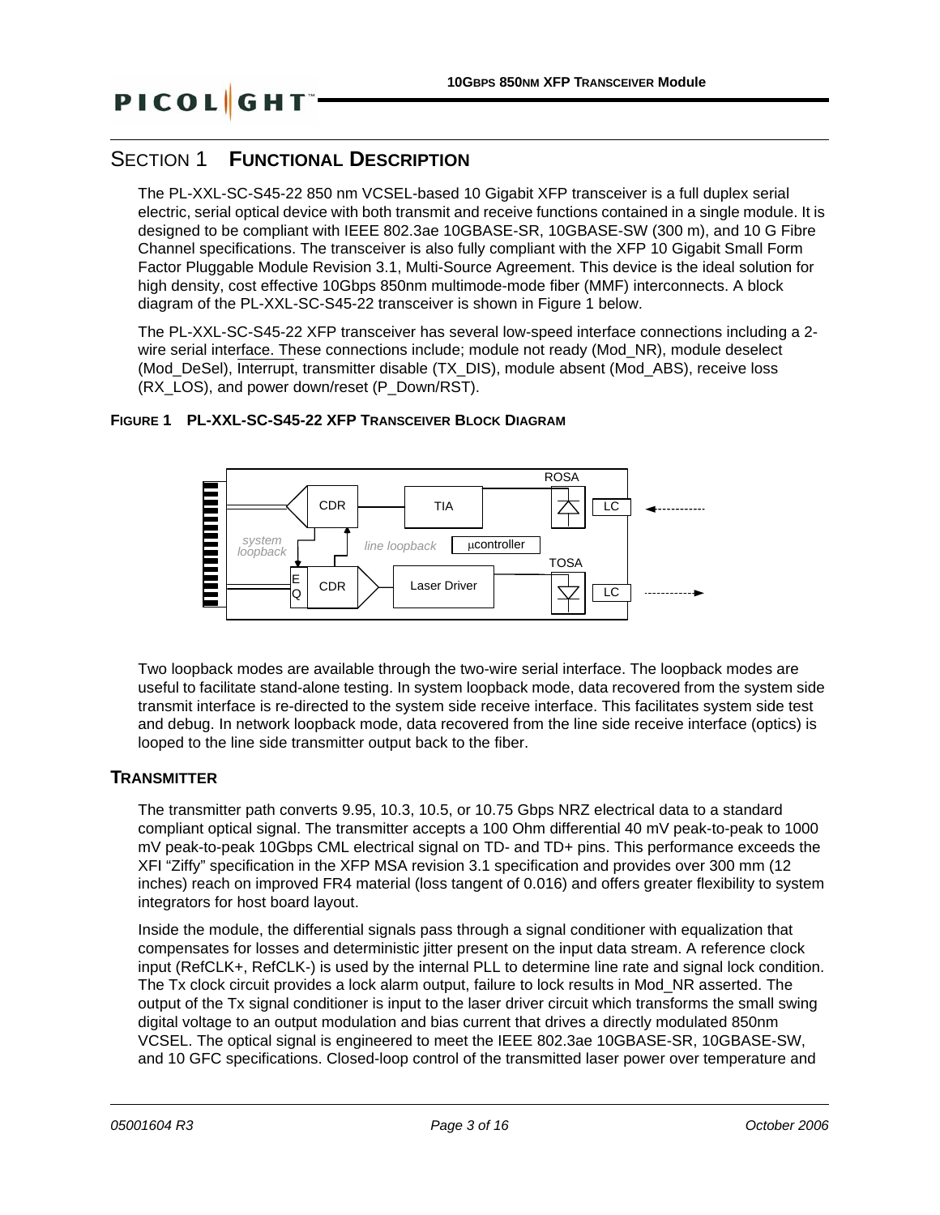# SECTION 1 FUNCTIONAL DESCRIPTION

The PL-XXL-SC-S45-22 850 nm VCSEL-based 10 Gigabit XFP transceiver is a full duplex serial electric, serial optical device with both transmit and receive functions contained in a single module. It is designed to be compliant with IEEE 802.3ae 10GBASE-SR, 10GBASE-SW (300 m), and 10 G Fibre Channel specifications. The transceiver is also fully compliant with the XFP 10 Gigabit Small Form Factor Pluggable Module Revision 3.1, Multi-Source Agreement. This device is the ideal solution for high density, cost effective 10Gbps 850nm multimode-mode fiber (MMF) interconnects. A block diagram of the PL-XXL-SC-S45-22 transceiver is shown in Figure 1 below.

The PL-XXL-SC-S45-22 XFP transceiver has several low-speed interface connections including a 2-wire serial interface. These connections include; module not ready (Mod_NR), module deselect (Mod_DeSel), Interrupt, transmitter disable (TX_DIS), module absent (Mod_ABS), receive loss (RX_LOS), and power down/reset (P_Down/RST).

**FIGURE 1 PL-XXL-SC-S45-22 XFP TRANSCEIVER BLOCK DIAGRAM**

Two loopback modes are available through the two-wire serial interface. The loopback modes are useful to facilitate stand-alone testing. In system loopback mode, data recovered from the system side transmit interface is re-directed to the system side receive interface. This facilitates system side test and debug. In network loopback mode, data recovered from the line side receive interface (optics) is looped to the line side transmitter output back to the fiber.

## TRANSMITTER

The transmitter path converts 9.95, 10.3, 10.5, or 10.75 Gbps NRZ electrical data to a standard compliant optical signal. The transmitter accepts a 100 Ohm differential 40 mV peak-to-peak to 1000 mV peak-to-peak 10Gbps CML electrical signal on TD- and TD+ pins. This performance exceeds the XFI “Ziffy” specification in the XFP MSA revision 3.1 specification and provides over 300 mm (12 inches) reach on improved FR4 material (loss tangent of 0.016) and offers greater flexibility to system integrators for host board layout.

Inside the module, the differential signals pass through a signal conditioner with equalization that compensates for losses and deterministic jitter present on the input data stream. A reference clock input (RefCLK+, RefCLK-) is used by the internal PLL to determine line rate and signal lock condition. The Tx clock circuit provides a lock alarm output, failure to lock results in Mod_NR asserted. The output of the Tx signal conditioner is input to the laser driver circuit which transforms the small swing digital voltage to an output modulation and bias current that drives a directly modulated 850nm VCSEL. The optical signal is engineered to meet the IEEE 802.3ae 10GBASE-SR, 10GBASE-SW, and 10 GFC specifications. Closed-loop control of the transmitted laser power over temperature and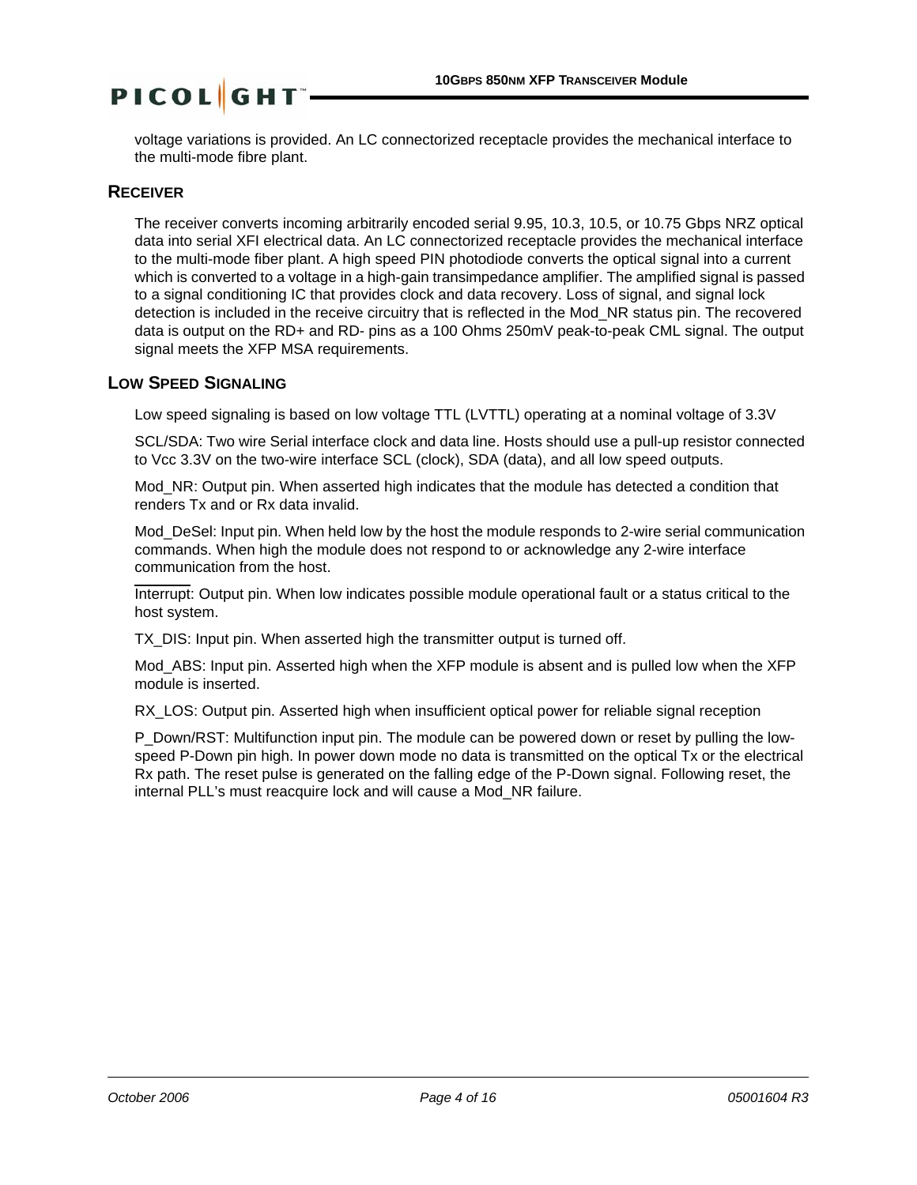voltage variations is provided. An LC connectorized receptacle provides the mechanical interface to the multi-mode fibre plant.

## RECEIVER

The receiver converts incoming arbitrarily encoded serial 9.95, 10.3, 10.5, or 10.75 Gbps NRZ optical data into serial XFI electrical data. An LC connectorized receptacle provides the mechanical interface to the multi-mode fiber plant. A high speed PIN photodiode converts the optical signal into a current which is converted to a voltage in a high-gain transimpedance amplifier. The amplified signal is passed to a signal conditioning IC that provides clock and data recovery. Loss of signal, and signal lock detection is included in the receive circuitry that is reflected in the Mod_NR status pin. The recovered data is output on the RD+ and RD- pins as a 100 Ohms 250mV peak-to-peak CML signal. The output signal meets the XFP MSA requirements.

## LOW SPEED SIGNALING

Low speed signaling is based on low voltage TTL (LVTTL) operating at a nominal voltage of 3.3V

SCL/SDA: Two wire Serial interface clock and data line. Hosts should use a pull-up resistor connected to Vcc 3.3V on the two-wire interface SCL (clock), SDA (data), and all low speed outputs.

Mod_NR: Output pin. When asserted high indicates that the module has detected a condition that renders Tx and or Rx data invalid.

Mod_DeSel: Input pin. When held low by the host the module responds to 2-wire serial communication commands. When high the module does not respond to or acknowledge any 2-wire interface communication from the host.

$\overline{\text{Interrupt}}$: Output pin. When low indicates possible module operational fault or a status critical to the host system.

TX_DIS: Input pin. When asserted high the transmitter output is turned off.

Mod_ABS: Input pin. Asserted high when the XFP module is absent and is pulled low when the XFP module is inserted.

RX_LOS: Output pin. Asserted high when insufficient optical power for reliable signal reception

P_Down/RST: Multifunction input pin. The module can be powered down or reset by pulling the low-speed P-Down pin high. In power down mode no data is transmitted on the optical Tx or the electrical Rx path. The reset pulse is generated on the falling edge of the P-Down signal. Following reset, the internal PLL's must reacquire lock and will cause a Mod_NR failure.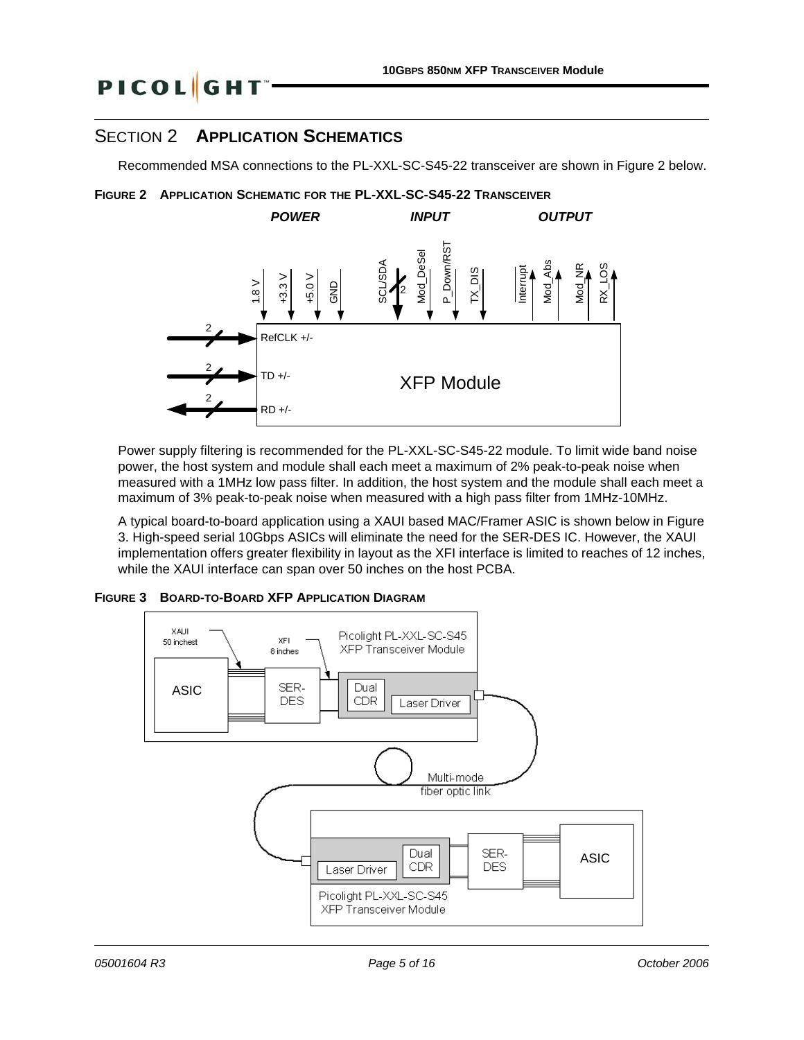## SECTION 2 APPLICATION SCHEMATICS

Recommended MSA connections to the PL-XXL-SC-S45-22 transceiver are shown in Figure 2 below.

**FIGURE 2 APPLICATION SCHEMATIC FOR THE PL-XXL-SC-S45-22 TRANSCEIVER**

Power supply filtering is recommended for the PL-XXL-SC-S45-22 module. To limit wide band noise power, the host system and module shall each meet a maximum of 2% peak-to-peak noise when measured with a 1MHz low pass filter. In addition, the host system and the module shall each meet a maximum of 3% peak-to-peak noise when measured with a high pass filter from 1MHz-10MHz.

A typical board-to-board application using a XAUI based MAC/Framer ASIC is shown below in Figure 3. High-speed serial 10Gbps ASICs will eliminate the need for the SER-DES IC. However, the XAUI implementation offers greater flexibility in layout as the XFI interface is limited to reaches of 12 inches, while the XAUI interface can span over 50 inches on the host PCBA.

**FIGURE 3 BOARD-TO-BOARD XFP APPLICATION DIAGRAM**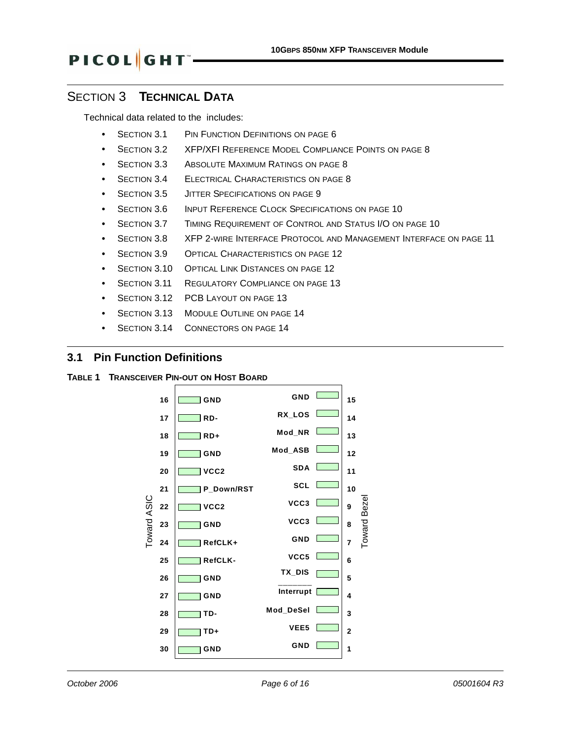# SECTION 3 TECHNICAL DATA

Technical data related to the includes:

- SECTION 3.1 PIN FUNCTION DEFINITIONS ON PAGE 6
- SECTION 3.2 XFP/XFI REFERENCE MODEL COMPLIANCE POINTS ON PAGE 8
- SECTION 3.3 ABSOLUTE MAXIMUM RATINGS ON PAGE 8
- SECTION 3.4 ELECTRICAL CHARACTERISTICS ON PAGE 8
- SECTION 3.5 JITTER SPECIFICATIONS ON PAGE 9
- SECTION 3.6 INPUT REFERENCE CLOCK SPECIFICATIONS ON PAGE 10
- SECTION 3.7 TIMING REQUIREMENT OF CONTROL AND STATUS I/O ON PAGE 10
- SECTION 3.8 XFP 2-WIRE INTERFACE PROTOCOL AND MANAGEMENT INTERFACE ON PAGE 11
- SECTION 3.9 OPTICAL CHARACTERISTICS ON PAGE 12
- SECTION 3.10 OPTICAL LINK DISTANCES ON PAGE 12
- SECTION 3.11 REGULATORY COMPLIANCE ON PAGE 13
- SECTION 3.12 PCB LAYOUT ON PAGE 13
- SECTION 3.13 MODULE OUTLINE ON PAGE 14
- SECTION 3.14 CONNECTORS ON PAGE 14

## 3.1 Pin Function Definitions

**TABLE 1 TRANSCEIVER PIN-OUT ON HOST BOARD**

| Pin (Toward ASIC) | Signal | Signal | Pin (Toward Bezel) |
|---|---|---|---|
| 16 | GND | GND | 15 |
| 17 | RD- | RX_LOS | 14 |
| 18 | RD+ | Mod_NR | 13 |
| 19 | GND | Mod_ASB | 12 |
| 20 | VCC2 | SDA | 11 |
| 21 | P_Down/RST | SCL | 10 |
| 22 | VCC2 | VCC3 | 9 |
| 23 | GND | VCC3 | 8 |
| 24 | RefCLK+ | GND | 7 |
| 25 | RefCLK- | VCC5 | 6 |
| 26 | GND | TX_DIS | 5 |
| 27 | GND | Interrupt (active low) | 4 |
| 28 | TD- | Mod_DeSel | 3 |
| 29 | TD+ | VEE5 | 2 |
| 30 | GND | GND | 1 |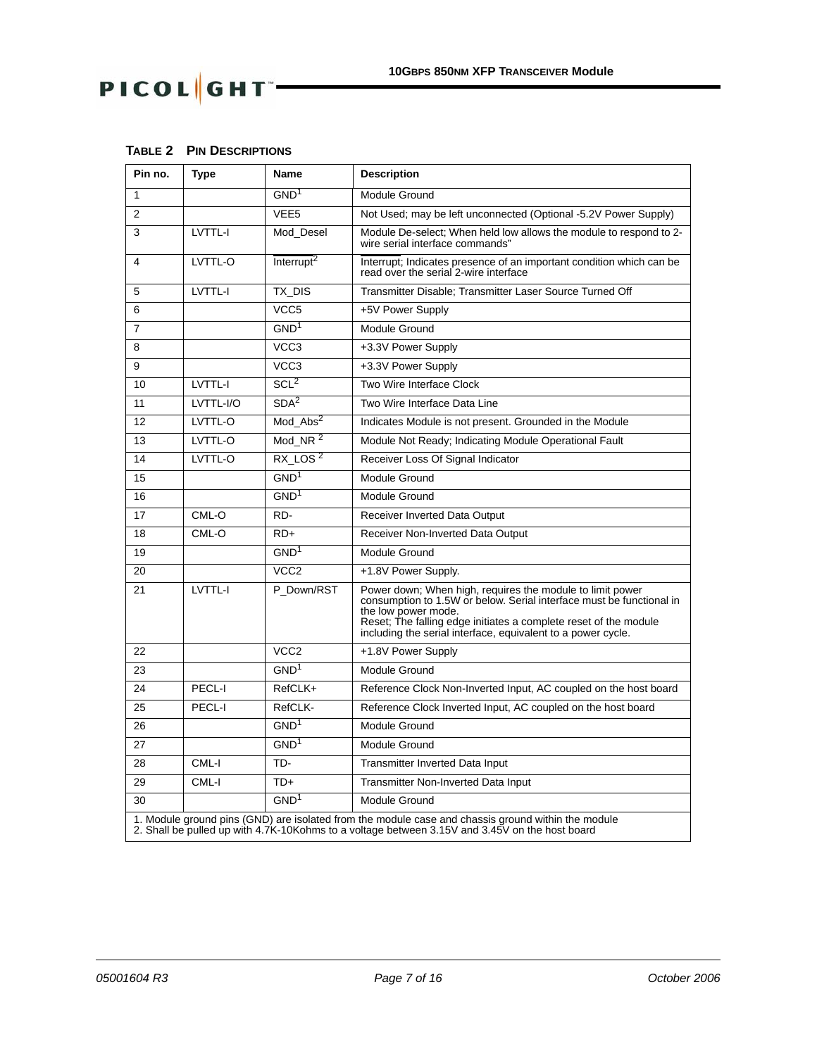**TABLE 2 PIN DESCRIPTIONS**

| Pin no. | Type | Name | Description |
|---|---|---|---|
| 1 | | GND[1] | Module Ground |
| 2 | | VEE5 | Not Used; may be left unconnected (Optional -5.2V Power Supply) |
| 3 | LVTTL-I | Mod_Desel | Module De-select; When held low allows the module to respond to 2-wire serial interface commands" |
| 4 | LVTTL-O | $\overline{\text{Interrupt}}$[2] | Interrupt; Indicates presence of an important condition which can be read over the serial 2-wire interface |
| 5 | LVTTL-I | TX_DIS | Transmitter Disable; Transmitter Laser Source Turned Off |
| 6 | | VCC5 | +5V Power Supply |
| 7 | | GND[1] | Module Ground |
| 8 | | VCC3 | +3.3V Power Supply |
| 9 | | VCC3 | +3.3V Power Supply |
| 10 | LVTTL-I | SCL[2] | Two Wire Interface Clock |
| 11 | LVTTL-I/O | SDA[2] | Two Wire Interface Data Line |
| 12 | LVTTL-O | Mod_Abs[2] | Indicates Module is not present. Grounded in the Module |
| 13 | LVTTL-O | Mod_NR [2] | Module Not Ready; Indicating Module Operational Fault |
| 14 | LVTTL-O | RX_LOS [2] | Receiver Loss Of Signal Indicator |
| 15 | | GND[1] | Module Ground |
| 16 | | GND[1] | Module Ground |
| 17 | CML-O | RD- | Receiver Inverted Data Output |
| 18 | CML-O | RD+ | Receiver Non-Inverted Data Output |
| 19 | | GND[1] | Module Ground |
| 20 | | VCC2 | +1.8V Power Supply. |
| 21 | LVTTL-I | P_Down/RST | Power down; When high, requires the module to limit power consumption to 1.5W or below. Serial interface must be functional in the low power mode.<br>Reset; The falling edge initiates a complete reset of the module including the serial interface, equivalent to a power cycle. |
| 22 | | VCC2 | +1.8V Power Supply |
| 23 | | GND[1] | Module Ground |
| 24 | PECL-I | RefCLK+ | Reference Clock Non-Inverted Input, AC coupled on the host board |
| 25 | PECL-I | RefCLK- | Reference Clock Inverted Input, AC coupled on the host board |
| 26 | | GND[1] | Module Ground |
| 27 | | GND[1] | Module Ground |
| 28 | CML-I | TD- | Transmitter Inverted Data Input |
| 29 | CML-I | TD+ | Transmitter Non-Inverted Data Input |
| 30 | | GND[1] | Module Ground |

1. Module ground pins (GND) are isolated from the module case and chassis ground within the module
2. Shall be pulled up with 4.7K-10Kohms to a voltage between 3.15V and 3.45V on the host board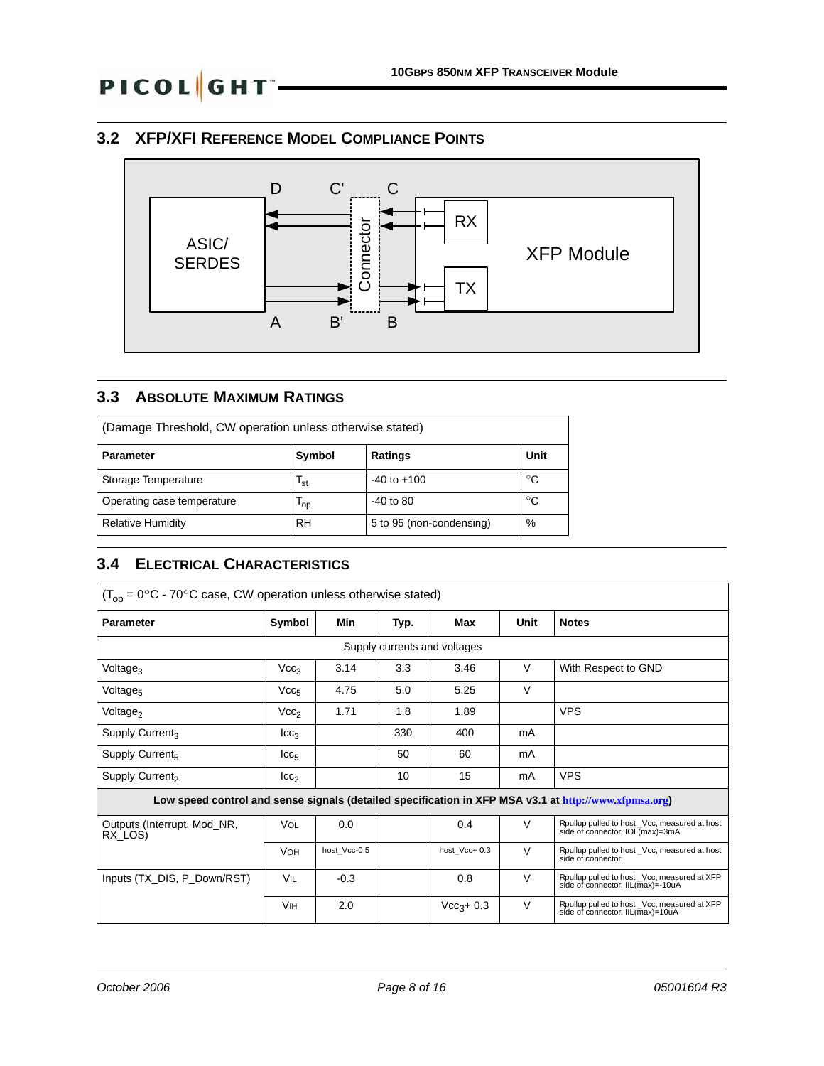## 3.2 XFP/XFI Reference Model Compliance Points

D C' C

ASIC/ SERDES

Connector

RX

XFP Module

TX

A B' B

## 3.3 Absolute Maximum Ratings

| (Damage Threshold, CW operation unless otherwise stated) | | | |
|---|---|---|---|
| **Parameter** | **Symbol** | **Ratings** | **Unit** |
| Storage Temperature | $T_{st}$ | -40 to +100 | °C |
| Operating case temperature | $T_{op}$ | -40 to 80 | °C |
| Relative Humidity | RH | 5 to 95 (non-condensing) | % |

## 3.4 Electrical Characteristics

| ($T_{op}$ = 0°C - 70°C case, CW operation unless otherwise stated) | | | | | | |
|---|---|---|---|---|---|---|
| **Parameter** | **Symbol** | **Min** | **Typ.** | **Max** | **Unit** | **Notes** |
| Supply currents and voltages | | | | | | |
| $Voltage_3$ | $Vcc_3$ | 3.14 | 3.3 | 3.46 | V | With Respect to GND |
| $Voltage_5$ | $Vcc_5$ | 4.75 | 5.0 | 5.25 | V | |
| $Voltage_2$ | $Vcc_2$ | 1.71 | 1.8 | 1.89 | | VPS |
| Supply $Current_3$ | $Icc_3$ | | 330 | 400 | mA | |
| Supply $Current_5$ | $Icc_5$ | | 50 | 60 | mA | |
| Supply $Current_2$ | $Icc_2$ | | 10 | 15 | mA | VPS |
| **Low speed control and sense signals (detailed specification in XFP MSA v3.1 at http://www.xfpmsa.org)** | | | | | | |
| Outputs (Interrupt, Mod_NR, RX_LOS) | VOL | 0.0 | | 0.4 | V | Rpullup pulled to host _Vcc, measured at host side of connector. IOL(max)=3mA |
| | VOH | host_Vcc-0.5 | | host_Vcc+ 0.3 | V | Rpullup pulled to host _Vcc, measured at host side of connector. |
| Inputs (TX_DIS, P_Down/RST) | VIL | -0.3 | | 0.8 | V | Rpullup pulled to host _Vcc, measured at XFP side of connector. IIL(max)=-10uA |
| | VIH | 2.0 | | $Vcc_3$+ 0.3 | V | Rpullup pulled to host _Vcc, measured at XFP side of connector. IIL(max)=10uA |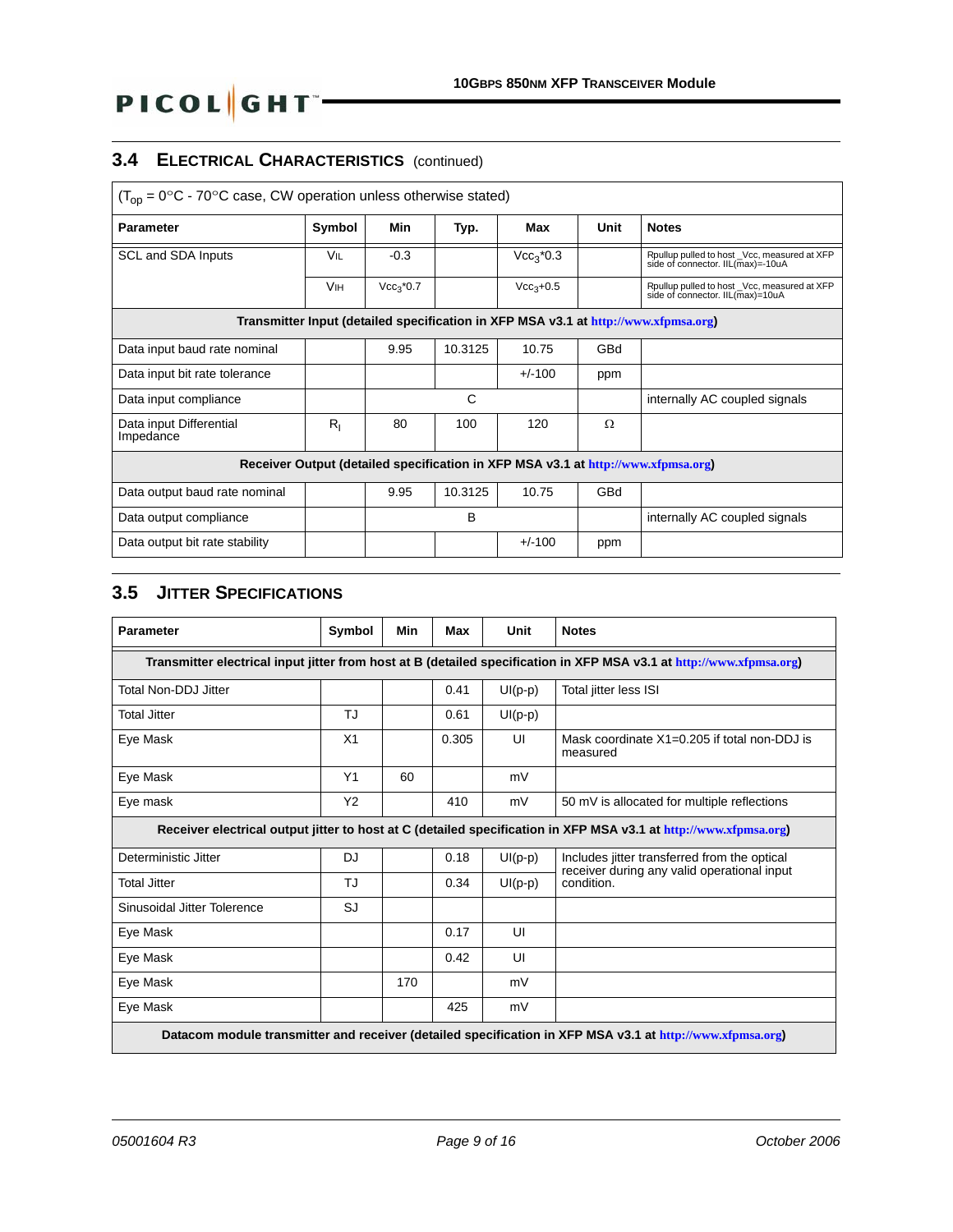## 3.4 Electrical Characteristics (continued)

| ($T_{op}$ = 0°C - 70°C case, CW operation unless otherwise stated) | | | | | | |
|---|---|---|---|---|---|---|
| **Parameter** | **Symbol** | **Min** | **Typ.** | **Max** | **Unit** | **Notes** |
| SCL and SDA Inputs | VIL | -0.3 | | $Vcc_3$*0.3 | | Rpullup pulled to host _Vcc, measured at XFP side of connector. IIL(max)=-10uA |
| | VIH | $Vcc_3$*0.7 | | $Vcc_3$+0.5 | | Rpullup pulled to host _Vcc, measured at XFP side of connector. IIL(max)=10uA |
| **Transmitter Input (detailed specification in XFP MSA v3.1 at http://www.xfpmsa.org)** | | | | | | |
| Data input baud rate nominal | | 9.95 | 10.3125 | 10.75 | GBd | |
| Data input bit rate tolerance | | | | +/-100 | ppm | |
| Data input compliance | | | C | | | internally AC coupled signals |
| Data input Differential Impedance | $R_I$ | 80 | 100 | 120 | Ω | |
| **Receiver Output (detailed specification in XFP MSA v3.1 at http://www.xfpmsa.org)** | | | | | | |
| Data output baud rate nominal | | 9.95 | 10.3125 | 10.75 | GBd | |
| Data output compliance | | | B | | | internally AC coupled signals |
| Data output bit rate stability | | | | +/-100 | ppm | |

## 3.5 Jitter Specifications

| **Parameter** | **Symbol** | **Min** | **Max** | **Unit** | **Notes** |
|---|---|---|---|---|---|
| **Transmitter electrical input jitter from host at B (detailed specification in XFP MSA v3.1 at http://www.xfpmsa.org)** | | | | | |
| Total Non-DDJ Jitter | | | 0.41 | UI(p-p) | Total jitter less ISI |
| Total Jitter | TJ | | 0.61 | UI(p-p) | |
| Eye Mask | X1 | | 0.305 | UI | Mask coordinate X1=0.205 if total non-DDJ is measured |
| Eye Mask | Y1 | 60 | | mV | |
| Eye mask | Y2 | | 410 | mV | 50 mV is allocated for multiple reflections |
| **Receiver electrical output jitter to host at C (detailed specification in XFP MSA v3.1 at http://www.xfpmsa.org)** | | | | | |
| Deterministic Jitter | DJ | | 0.18 | UI(p-p) | Includes jitter transferred from the optical receiver during any valid operational input condition. |
| Total Jitter | TJ | | 0.34 | UI(p-p) | |
| Sinusoidal Jitter Tolerence | SJ | | | | |
| Eye Mask | | | 0.17 | UI | |
| Eye Mask | | | 0.42 | UI | |
| Eye Mask | | 170 | | mV | |
| Eye Mask | | | 425 | mV | |
| **Datacom module transmitter and receiver (detailed specification in XFP MSA v3.1 at http://www.xfpmsa.org)** | | | | | |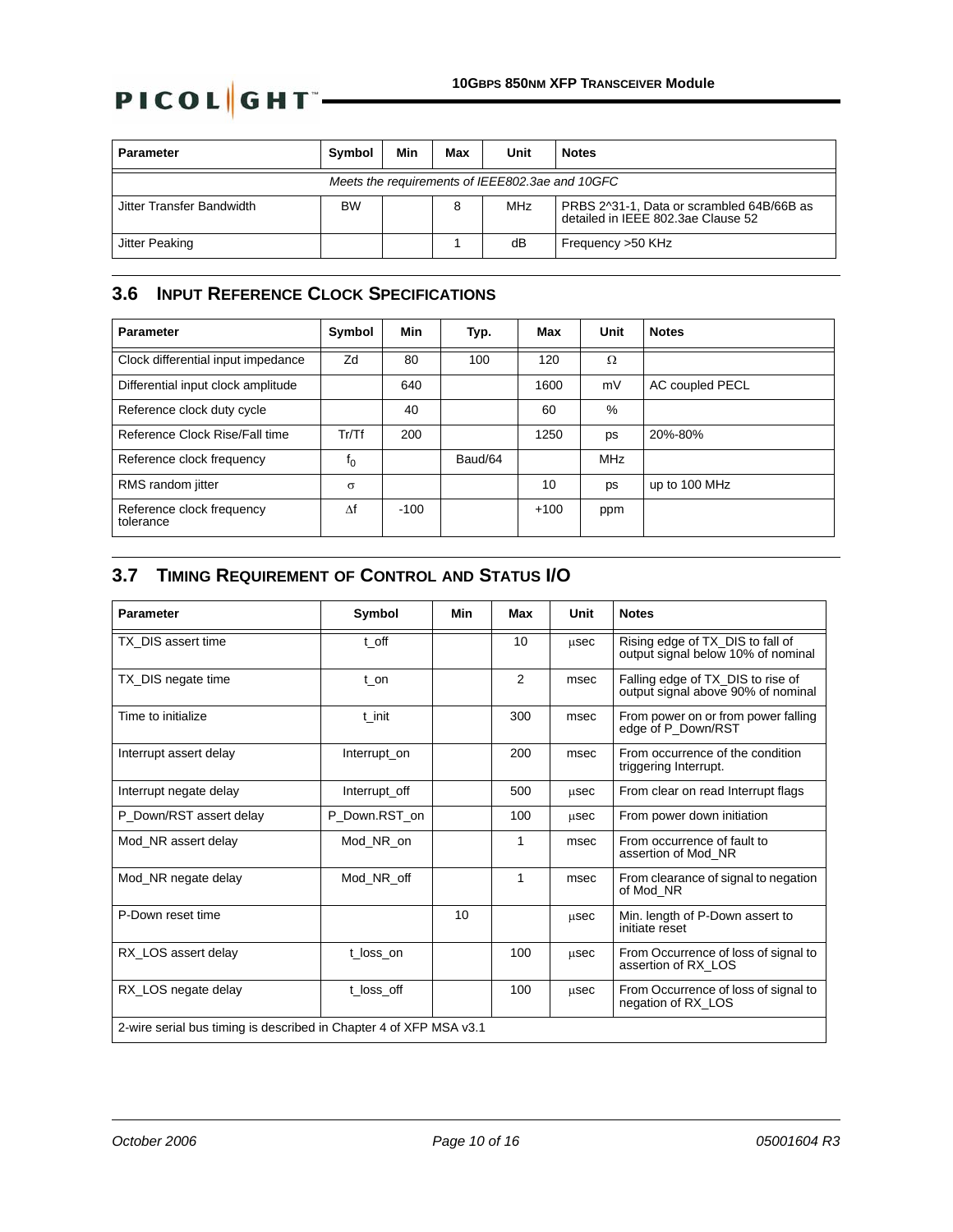| Parameter | Symbol | Min | Max | Unit | Notes |
|---|---|---|---|---|---|
| *Meets the requirements of IEEE802.3ae and 10GFC* | | | | | |
| Jitter Transfer Bandwidth | BW | | 8 | MHz | PRBS 2^31-1, Data or scrambled 64B/66B as detailed in IEEE 802.3ae Clause 52 |
| Jitter Peaking | | | 1 | dB | Frequency >50 KHz |

## 3.6 Input Reference Clock Specifications

| Parameter | Symbol | Min | Typ. | Max | Unit | Notes |
|---|---|---|---|---|---|---|
| Clock differential input impedance | Zd | 80 | 100 | 120 | Ω | |
| Differential input clock amplitude | | 640 | | 1600 | mV | AC coupled PECL |
| Reference clock duty cycle | | 40 | | 60 | % | |
| Reference Clock Rise/Fall time | Tr/Tf | 200 | | 1250 | ps | 20%-80% |
| Reference clock frequency | $f_0$ | | Baud/64 | | MHz | |
| RMS random jitter | σ | | | 10 | ps | up to 100 MHz |
| Reference clock frequency tolerance | Δf | -100 | | +100 | ppm | |

## 3.7 Timing Requirement of Control and Status I/O

| Parameter | Symbol | Min | Max | Unit | Notes |
|---|---|---|---|---|---|
| TX_DIS assert time | t_off | | 10 | μsec | Rising edge of TX_DIS to fall of output signal below 10% of nominal |
| TX_DIS negate time | t_on | | 2 | msec | Falling edge of TX_DIS to rise of output signal above 90% of nominal |
| Time to initialize | t_init | | 300 | msec | From power on or from power falling edge of P_Down/RST |
| Interrupt assert delay | Interrupt_on | | 200 | msec | From occurrence of the condition triggering Interrupt. |
| Interrupt negate delay | Interrupt_off | | 500 | μsec | From clear on read Interrupt flags |
| P_Down/RST assert delay | P_Down.RST_on | | 100 | μsec | From power down initiation |
| Mod_NR assert delay | Mod_NR_on | | 1 | msec | From occurrence of fault to assertion of Mod_NR |
| Mod_NR negate delay | Mod_NR_off | | 1 | msec | From clearance of signal to negation of Mod_NR |
| P-Down reset time | | 10 | | μsec | Min. length of P-Down assert to initiate reset |
| RX_LOS assert delay | t_loss_on | | 100 | μsec | From Occurrence of loss of signal to assertion of RX_LOS |
| RX_LOS negate delay | t_loss_off | | 100 | μsec | From Occurrence of loss of signal to negation of RX_LOS |
| 2-wire serial bus timing is described in Chapter 4 of XFP MSA v3.1 | | | | | |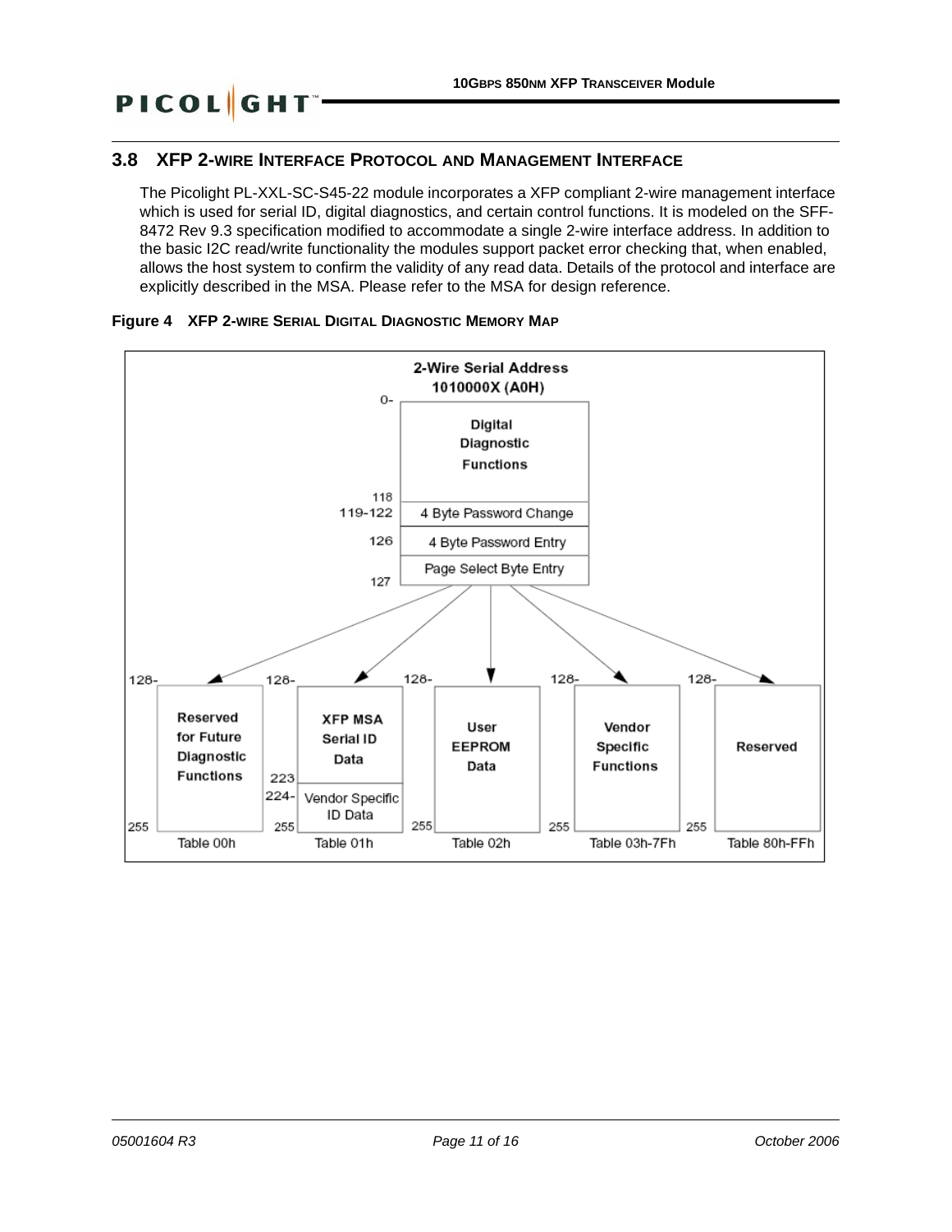## 3.8 XFP 2-WIRE INTERFACE PROTOCOL AND MANAGEMENT INTERFACE

The Picolight PL-XXL-SC-S45-22 module incorporates a XFP compliant 2-wire management interface which is used for serial ID, digital diagnostics, and certain control functions. It is modeled on the SFF-8472 Rev 9.3 specification modified to accommodate a single 2-wire interface address. In addition to the basic I2C read/write functionality the modules support packet error checking that, when enabled, allows the host system to confirm the validity of any read data. Details of the protocol and interface are explicitly described in the MSA. Please refer to the MSA for design reference.

**Figure 4 XFP 2-WIRE SERIAL DIGITAL DIAGNOSTIC MEMORY MAP**

2-Wire Serial Address 1010000X (A0H)

| Address | Contents |
|---|---|
| 0-118 | Digital Diagnostic Functions |
| 119-122 | 4 Byte Password Change |
| 126 | 4 Byte Password Entry |
| 127 | Page Select Byte Entry |

Page Select Byte Entry selects one of the following upper-memory tables (addresses 128-255):

| Table | Address | Contents |
|---|---|---|
| Table 00h | 128-255 | Reserved for Future Diagnostic Functions |
| Table 01h | 128-223 | XFP MSA Serial ID Data |
| | 224-255 | Vendor Specific ID Data |
| Table 02h | 128-255 | User EEPROM Data |
| Table 03h-7Fh | 128-255 | Vendor Specific Functions |
| Table 80h-FFh | 128-255 | Reserved |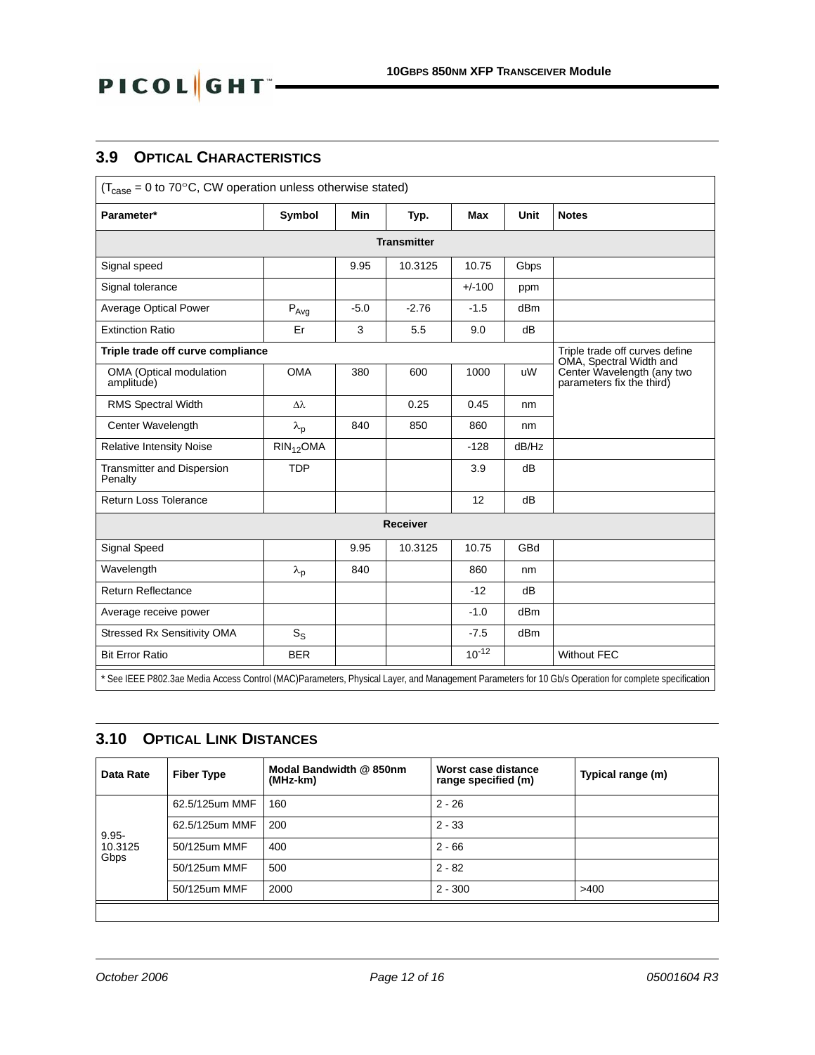## 3.9 Optical Characteristics

| ($T_{case}$ = 0 to 70°C, CW operation unless otherwise stated) | | | | | | |
|---|---|---|---|---|---|---|
| **Parameter*** | **Symbol** | **Min** | **Typ.** | **Max** | **Unit** | **Notes** |
| **Transmitter** | | | | | | |
| Signal speed | | 9.95 | 10.3125 | 10.75 | Gbps | |
| Signal tolerance | | | | +/-100 | ppm | |
| Average Optical Power | $P_{Avg}$ | -5.0 | -2.76 | -1.5 | dBm | |
| Extinction Ratio | Er | 3 | 5.5 | 9.0 | dB | |
| **Triple trade off curve compliance** | | | | | | Triple trade off curves define OMA, Spectral Width and Center Wavelength (any two parameters fix the third) |
| OMA (Optical modulation amplitude) | OMA | 380 | 600 | 1000 | uW | |
| RMS Spectral Width | $\Delta\lambda$ | | 0.25 | 0.45 | nm | |
| Center Wavelength | $\lambda_p$ | 840 | 850 | 860 | nm | |
| Relative Intensity Noise | $RIN_{12}OMA$ | | | -128 | dB/Hz | |
| Transmitter and Dispersion Penalty | TDP | | | 3.9 | dB | |
| Return Loss Tolerance | | | | 12 | dB | |
| **Receiver** | | | | | | |
| Signal Speed | | 9.95 | 10.3125 | 10.75 | GBd | |
| Wavelength | $\lambda_p$ | 840 | | 860 | nm | |
| Return Reflectance | | | | -12 | dB | |
| Average receive power | | | | -1.0 | dBm | |
| Stressed Rx Sensitivity OMA | $S_S$ | | | -7.5 | dBm | |
| Bit Error Ratio | BER | | | $10^{-12}$ | | Without FEC |

* See IEEE P802.3ae Media Access Control (MAC)Parameters, Physical Layer, and Management Parameters for 10 Gb/s Operation for complete specification

## 3.10 Optical Link Distances

| Data Rate | Fiber Type | Modal Bandwidth @ 850nm (MHz-km) | Worst case distance range specified (m) | Typical range (m) |
|---|---|---|---|---|
| 9.95-10.3125 Gbps | 62.5/125um MMF | 160 | 2 - 26 | |
| | 62.5/125um MMF | 200 | 2 - 33 | |
| | 50/125um MMF | 400 | 2 - 66 | |
| | 50/125um MMF | 500 | 2 - 82 | |
| | 50/125um MMF | 2000 | 2 - 300 | >400 |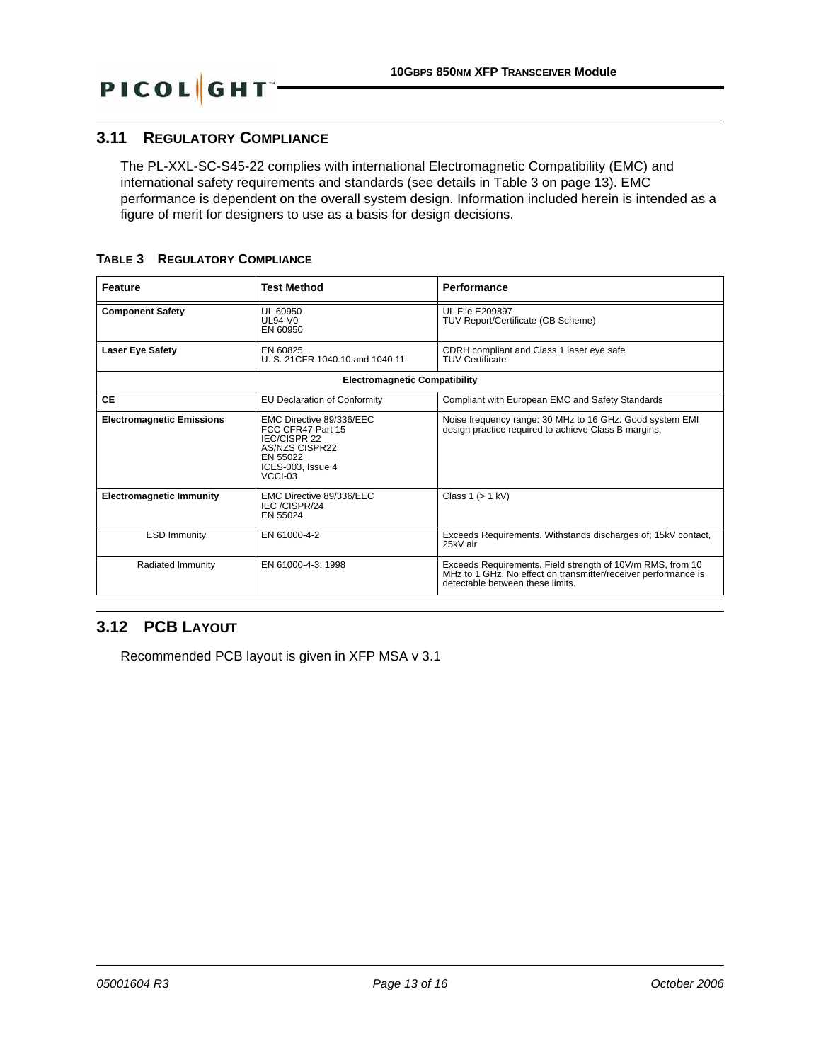## 3.11 REGULATORY COMPLIANCE

The PL-XXL-SC-S45-22 complies with international Electromagnetic Compatibility (EMC) and international safety requirements and standards (see details in Table 3 on page 13). EMC performance is dependent on the overall system design. Information included herein is intended as a figure of merit for designers to use as a basis for design decisions.

**TABLE 3 REGULATORY COMPLIANCE**

| Feature | Test Method | Performance |
|---|---|---|
| **Component Safety** | UL 60950<br>UL94-V0<br>EN 60950 | UL File E209897<br>TUV Report/Certificate (CB Scheme) |
| **Laser Eye Safety** | EN 60825<br>U. S. 21CFR 1040.10 and 1040.11 | CDRH compliant and Class 1 laser eye safe<br>TUV Certificate |
| **Electromagnetic Compatibility** | | |
| **CE** | EU Declaration of Conformity | Compliant with European EMC and Safety Standards |
| **Electromagnetic Emissions** | EMC Directive 89/336/EEC<br>FCC CFR47 Part 15<br>IEC/CISPR 22<br>AS/NZS CISPR22<br>EN 55022<br>ICES-003, Issue 4<br>VCCI-03 | Noise frequency range: 30 MHz to 16 GHz. Good system EMI design practice required to achieve Class B margins. |
| **Electromagnetic Immunity** | EMC Directive 89/336/EEC<br>IEC /CISPR/24<br>EN 55024 | Class 1 (> 1 kV) |
| ESD Immunity | EN 61000-4-2 | Exceeds Requirements. Withstands discharges of; 15kV contact, 25kV air |
| Radiated Immunity | EN 61000-4-3: 1998 | Exceeds Requirements. Field strength of 10V/m RMS, from 10 MHz to 1 GHz. No effect on transmitter/receiver performance is detectable between these limits. |

## 3.12 PCB LAYOUT

Recommended PCB layout is given in XFP MSA v 3.1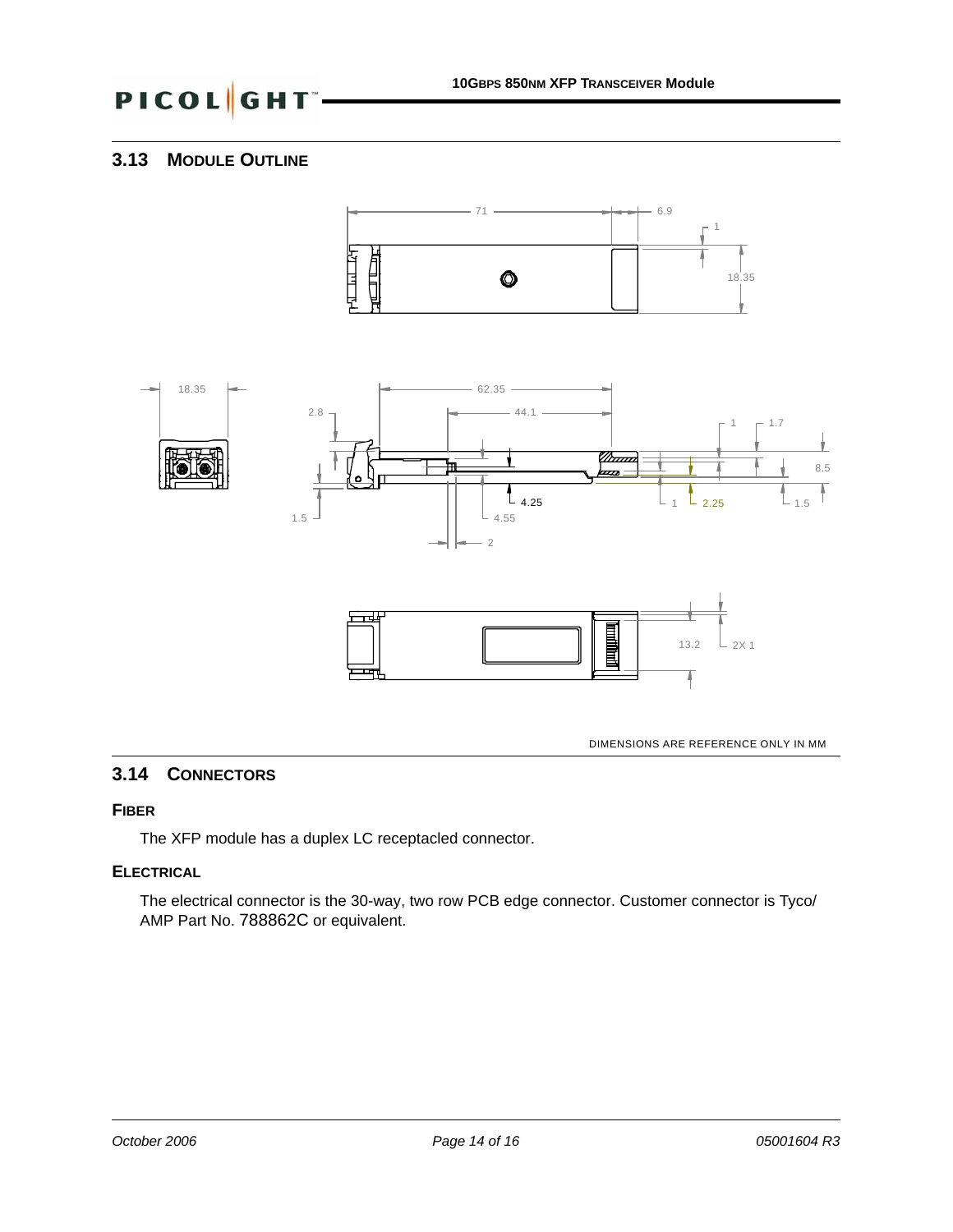## 3.13 MODULE OUTLINE

DIMENSIONS ARE REFERENCE ONLY IN MM

## 3.14 CONNECTORS

### FIBER

The XFP module has a duplex LC receptacled connector.

### ELECTRICAL

The electrical connector is the 30-way, two row PCB edge connector. Customer connector is Tyco/ AMP Part No. 788862C or equivalent.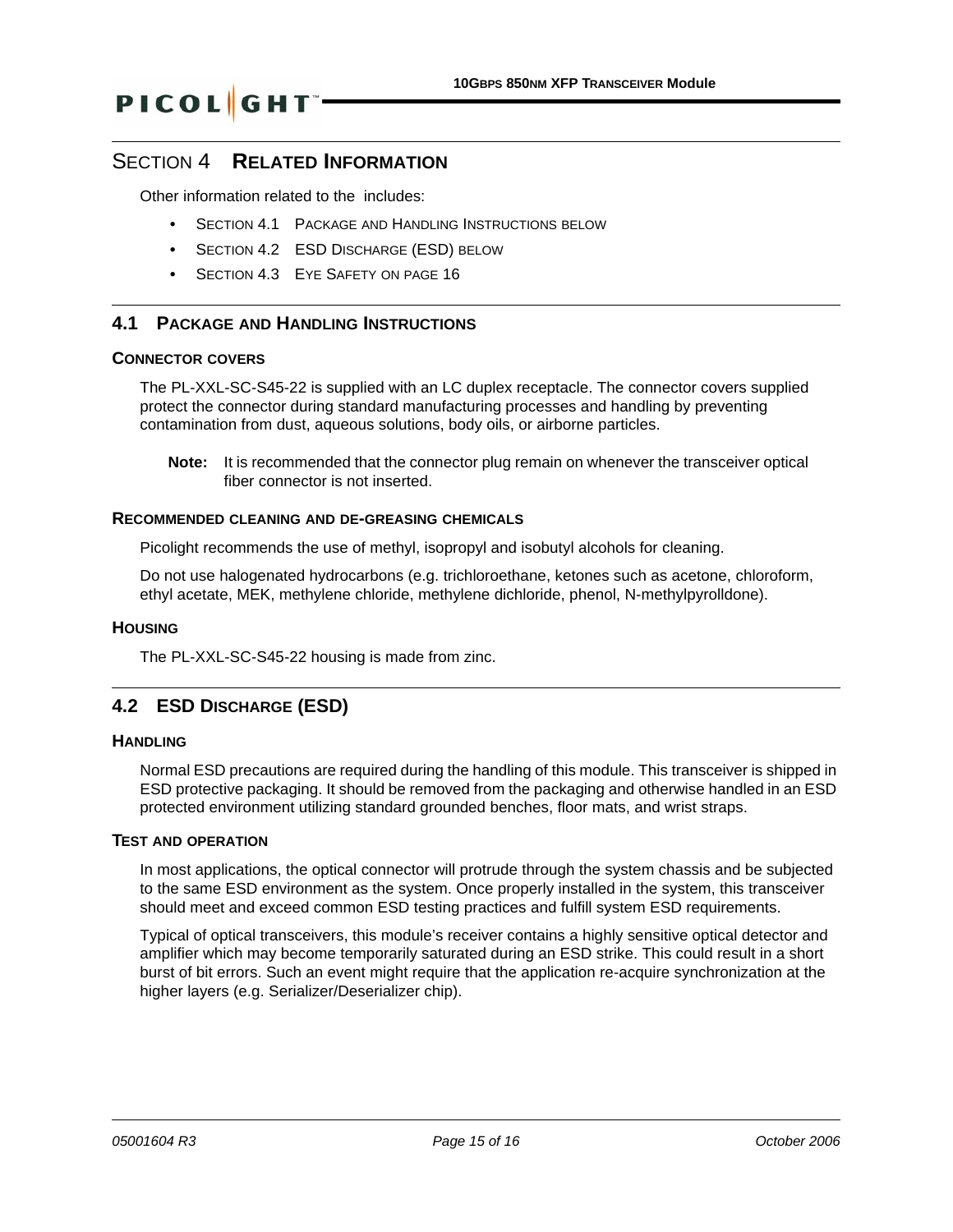# SECTION 4 RELATED INFORMATION

Other information related to the  includes:

- SECTION 4.1 PACKAGE AND HANDLING INSTRUCTIONS BELOW
- SECTION 4.2 ESD DISCHARGE (ESD) BELOW
- SECTION 4.3 EYE SAFETY ON PAGE 16

## 4.1 PACKAGE AND HANDLING INSTRUCTIONS

### CONNECTOR COVERS

The PL-XXL-SC-S45-22 is supplied with an LC duplex receptacle. The connector covers supplied protect the connector during standard manufacturing processes and handling by preventing contamination from dust, aqueous solutions, body oils, or airborne particles.

**Note:** It is recommended that the connector plug remain on whenever the transceiver optical fiber connector is not inserted.

### RECOMMENDED CLEANING AND DE-GREASING CHEMICALS

Picolight recommends the use of methyl, isopropyl and isobutyl alcohols for cleaning.

Do not use halogenated hydrocarbons (e.g. trichloroethane, ketones such as acetone, chloroform, ethyl acetate, MEK, methylene chloride, methylene dichloride, phenol, N-methylpyrolldone).

### HOUSING

The PL-XXL-SC-S45-22 housing is made from zinc.

## 4.2 ESD DISCHARGE (ESD)

### HANDLING

Normal ESD precautions are required during the handling of this module. This transceiver is shipped in ESD protective packaging. It should be removed from the packaging and otherwise handled in an ESD protected environment utilizing standard grounded benches, floor mats, and wrist straps.

### TEST AND OPERATION

In most applications, the optical connector will protrude through the system chassis and be subjected to the same ESD environment as the system. Once properly installed in the system, this transceiver should meet and exceed common ESD testing practices and fulfill system ESD requirements.

Typical of optical transceivers, this module's receiver contains a highly sensitive optical detector and amplifier which may become temporarily saturated during an ESD strike. This could result in a short burst of bit errors. Such an event might require that the application re-acquire synchronization at the higher layers (e.g. Serializer/Deserializer chip).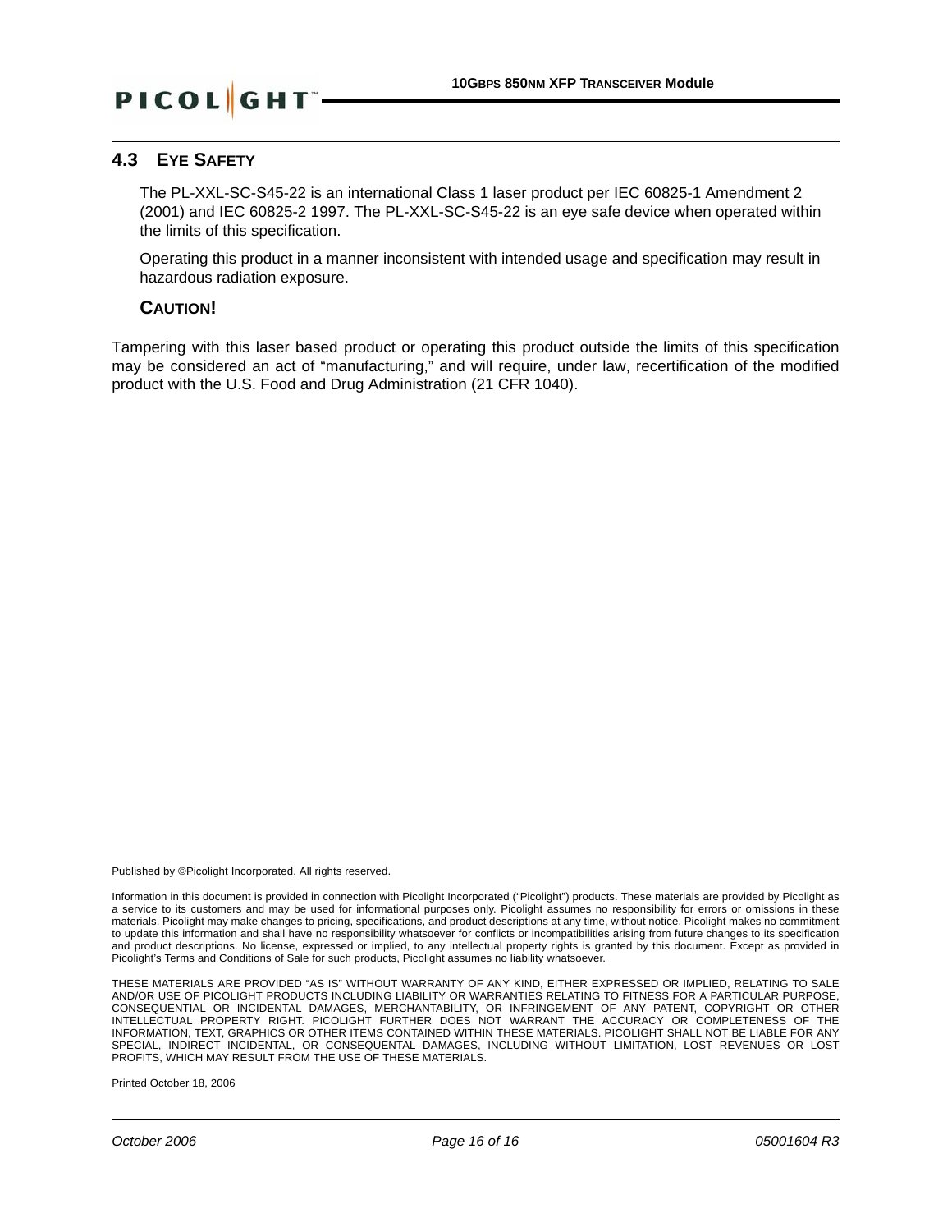## 4.3 Eye Safety

The PL-XXL-SC-S45-22 is an international Class 1 laser product per IEC 60825-1 Amendment 2 (2001) and IEC 60825-2 1997. The PL-XXL-SC-S45-22 is an eye safe device when operated within the limits of this specification.

Operating this product in a manner inconsistent with intended usage and specification may result in hazardous radiation exposure.

**CAUTION!**

Tampering with this laser based product or operating this product outside the limits of this specification may be considered an act of "manufacturing," and will require, under law, recertification of the modified product with the U.S. Food and Drug Administration (21 CFR 1040).

Published by ©Picolight Incorporated. All rights reserved.

Information in this document is provided in connection with Picolight Incorporated ("Picolight") products. These materials are provided by Picolight as a service to its customers and may be used for informational purposes only. Picolight assumes no responsibility for errors or omissions in these materials. Picolight may make changes to pricing, specifications, and product descriptions at any time, without notice. Picolight makes no commitment to update this information and shall have no responsibility whatsoever for conflicts or incompatibilities arising from future changes to its specification and product descriptions. No license, expressed or implied, to any intellectual property rights is granted by this document. Except as provided in Picolight's Terms and Conditions of Sale for such products, Picolight assumes no liability whatsoever.

THESE MATERIALS ARE PROVIDED "AS IS" WITHOUT WARRANTY OF ANY KIND, EITHER EXPRESSED OR IMPLIED, RELATING TO SALE AND/OR USE OF PICOLIGHT PRODUCTS INCLUDING LIABILITY OR WARRANTIES RELATING TO FITNESS FOR A PARTICULAR PURPOSE, CONSEQUENTIAL OR INCIDENTAL DAMAGES, MERCHANTABILITY, OR INFRINGEMENT OF ANY PATENT, COPYRIGHT OR OTHER INTELLECTUAL PROPERTY RIGHT. PICOLIGHT FURTHER DOES NOT WARRANT THE ACCURACY OR COMPLETENESS OF THE INFORMATION, TEXT, GRAPHICS OR OTHER ITEMS CONTAINED WITHIN THESE MATERIALS. PICOLIGHT SHALL NOT BE LIABLE FOR ANY SPECIAL, INDIRECT INCIDENTAL, OR CONSEQUENTIAL DAMAGES, INCLUDING WITHOUT LIMITATION, LOST REVENUES OR LOST PROFITS, WHICH MAY RESULT FROM THE USE OF THESE MATERIALS.

Printed October 18, 2006